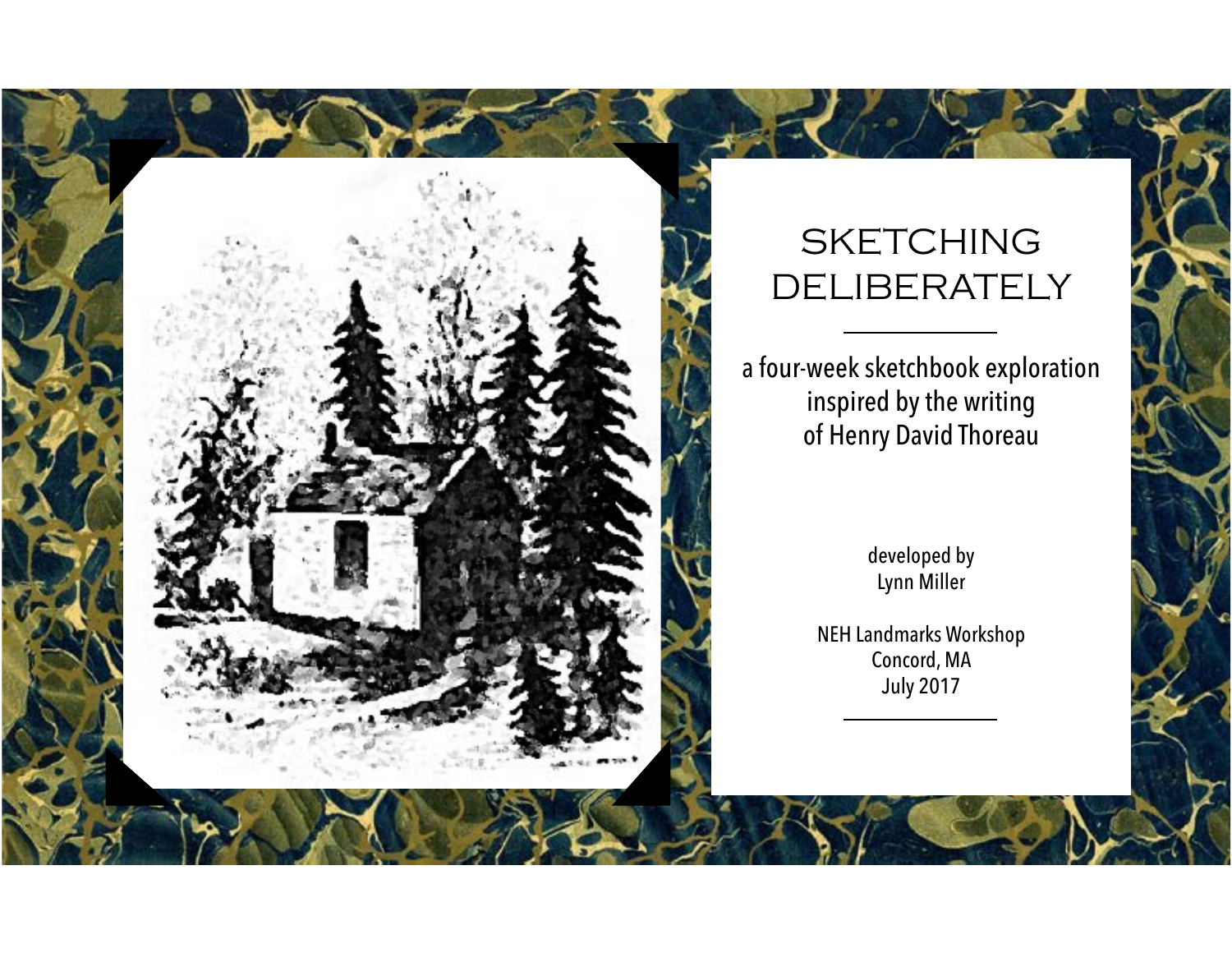# SKETCHING DELIBERATELY

a four-week sketchbook exploration inspired by the writing of Henry David Thoreau

developed by
Lynn Miller

NEH Landmarks Workshop
Concord, MA
July 2017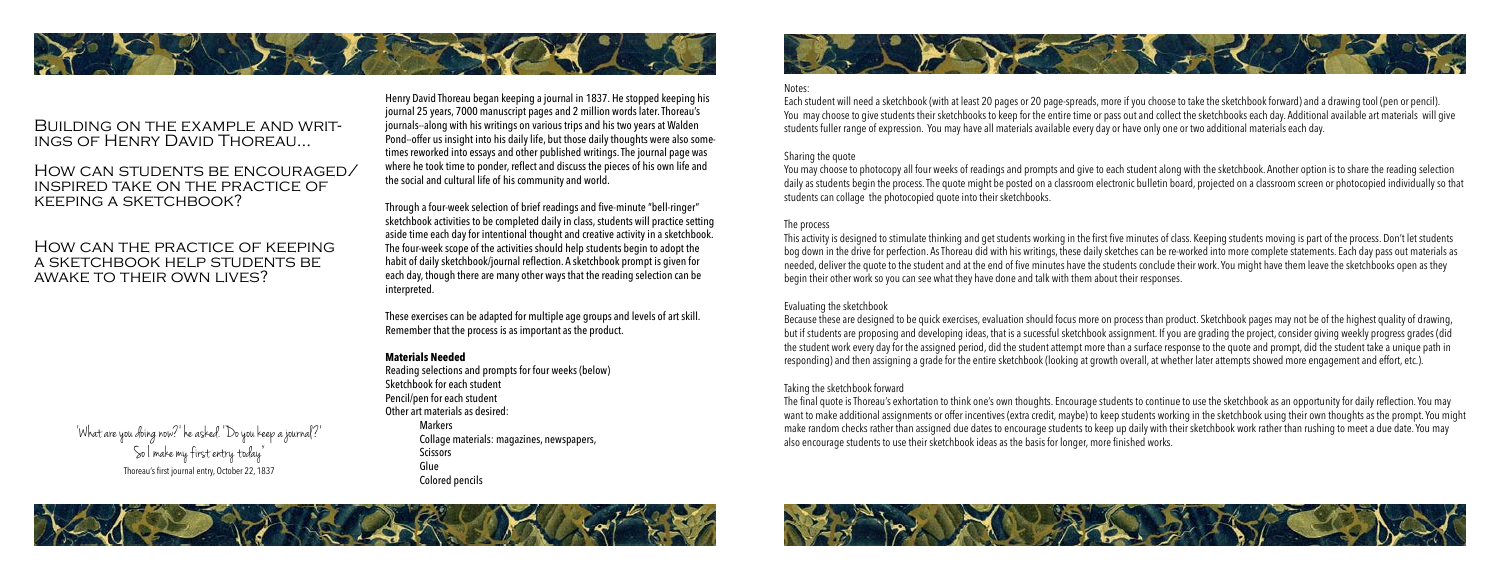# Building on the example and writings of Henry David Thoreau...

## How can students be encouraged/inspired take on the practice of keeping a sketchbook?

## How can the practice of keeping a sketchbook help students be awake to their own lives?

'What are you doing now?' he asked. 'Do you keep a journal?' So I make my first entry today."

Thoreau's first journal entry, October 22, 1837

Henry David Thoreau began keeping a journal in 1837. He stopped keeping his journal 25 years, 7000 manuscript pages and 2 million words later. Thoreau's journals–along with his writings on various trips and his two years at Walden Pond–offer us insight into his daily life, but those daily thoughts were also sometimes reworked into essays and other published writings. The journal page was where he took time to ponder, reflect and discuss the pieces of his own life and the social and cultural life of his community and world.

Through a four-week selection of brief readings and five-minute "bell-ringer" sketchbook activities to be completed daily in class, students will practice setting aside time each day for intentional thought and creative activity in a sketchbook. The four-week scope of the activities should help students begin to adopt the habit of daily sketchbook/journal reflection. A sketchbook prompt is given for each day, though there are many other ways that the reading selection can be interpreted.

These exercises can be adapted for multiple age groups and levels of art skill. Remember that the process is as important as the product.

**Materials Needed**

Reading selections and prompts for four weeks (below)
Sketchbook for each student
Pencil/pen for each student
Other art materials as desired:

- Markers
- Collage materials: magazines, newspapers,
- Scissors
- Glue
- Colored pencils

Notes:

Each student will need a sketchbook (with at least 20 pages or 20 page-spreads, more if you choose to take the sketchbook forward) and a drawing tool (pen or pencil). You may choose to give students their sketchbooks to keep for the entire time or pass out and collect the sketchbooks each day. Additional available art materials will give students fuller range of expression. You may have all materials available every day or have only one or two additional materials each day.

Sharing the quote

You may choose to photocopy all four weeks of readings and prompts and give to each student along with the sketchbook. Another option is to share the reading selection daily as students begin the process. The quote might be posted on a classroom electronic bulletin board, projected on a classroom screen or photocopied individually so that students can collage the photocopied quote into their sketchbooks.

The process

This activity is designed to stimulate thinking and get students working in the first five minutes of class. Keeping students moving is part of the process. Don't let students bog down in the drive for perfection. As Thoreau did with his writings, these daily sketches can be re-worked into more complete statements. Each day pass out materials as needed, deliver the quote to the student and at the end of five minutes have the students conclude their work. You might have them leave the sketchbooks open as they begin their other work so you can see what they have done and talk with them about their responses.

Evaluating the sketchbook

Because these are designed to be quick exercises, evaluation should focus more on process than product. Sketchbook pages may not be of the highest quality of drawing, but if students are proposing and developing ideas, that is a sucessful sketchbook assignment. If you are grading the project, consider giving weekly progress grades (did the student work every day for the assigned period, did the student attempt more than a surface response to the quote and prompt, did the student take a unique path in responding) and then assigning a grade for the entire sketchbook (looking at growth overall, at whether later attempts showed more engagement and effort, etc.).

Taking the sketchbook forward

The final quote is Thoreau's exhortation to think one's own thoughts. Encourage students to continue to use the sketchbook as an opportunity for daily reflection. You may want to make additional assignments or offer incentives (extra credit, maybe) to keep students working in the sketchbook using their own thoughts as the prompt. You might make random checks rather than assigned due dates to encourage students to keep up daily with their sketchbook work rather than rushing to meet a due date. You may also encourage students to use their sketchbook ideas as the basis for longer, more finished works.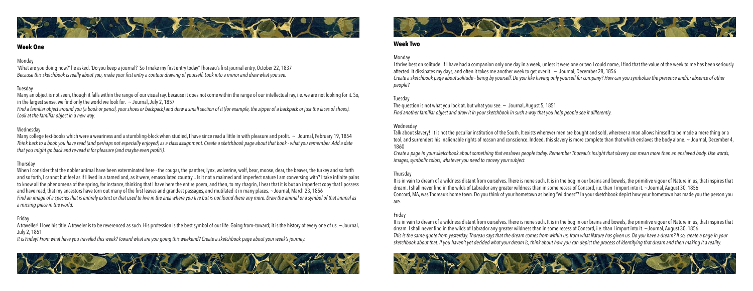## Week One

### Monday

'What are you doing now?' he asked. 'Do you keep a journal?' So I make my first entry today" Thoreau's first journal entry, October 22, 1837
*Because this sketchbook is really about you, make your first entry a contour drawing of yourself. Look into a mirror and draw what you see.*

### Tuesday

Many an object is not seen, though it falls within the range of our visual ray, because it does not come within the range of our intellectual ray, i.e. we are not looking for it. So, in the largest sense, we find only the world we look for. ~ Journal, July 2, 1857
*Find a familiar object around you (a book or pencil, your shoes or backpack) and draw a small section of it (for example, the zipper of a backpack or just the laces of shoes). Look at the familiar object in a new way.*

### Wednesday

Many college text-books which were a weariness and a stumbling-block when studied, I have since read a little in with pleasure and profit. ~ Journal, February 19, 1854
*Think back to a book you have read (and perhaps not especially enjoyed) as a class assignment. Create a sketchbook page about that book - what you remember. Add a date that you might go back and re-read it for pleasure (and maybe even profit!).*

### Thursday

When I consider that the nobler animal have been exterminated here - the cougar, the panther, lynx, wolverine, wolf, bear, moose, dear, the beaver, the turkey and so forth and so forth, I cannot but feel as if I lived in a tamed and, as it were, emasculated country... Is it not a maimed and imperfect nature I am conversing with? I take infinite pains to know all the phenomena of the spring, for instance, thinking that I have here the entire poem, and then, to my chagrin, I hear that it is but an imperfect copy that I possess and have read, that my ancestors have torn out many of the first leaves and grandest passages, and mutilated it in many places. ~Journal, March 23, 1856
*Find an image of a species that is entirely extinct or that used to live in the area where you live but is not found there any more. Draw the animal or a symbol of that animal as a missing piece in the world.*

### Friday

A traveller! I love his title. A traveler is to be reverenced as such. His profession is the best symbol of our life. Going from–toward; it is the history of every one of us. ~Journal, July 2, 1851
*It is Friday! From what have you traveled this week? Toward what are you going this weekend? Create a sketchbook page about your week's journey.*

## Week Two

### Monday

I thrive best on solitude. If I have had a companion only one day in a week, unless it were one or two I could name, I find that the value of the week to me has been seriously affected. It dissipates my days, and often it takes me another week to get over it. ~ Journal, December 28, 1856
*Create a sketchbook page about solitude - being by yourself. Do you like having only yourself for company? How can you symbolize the presence and/or absence of other people?*

### Tuesday

The question is not what you look at, but what you see. ~ Journal, August 5, 1851
*Find another familiar object and draw it in your sketchbook in such a way that you help people see it differently.*

### Wednesday

Talk about slavery! It is not the peculiar institution of the South. It exists wherever men are bought and sold, wherever a man allows himself to be made a mere thing or a tool, and surrenders his inalienable rights of reason and conscience. Indeed, this slavery is more complete than that which enslaves the body alone. ~ Journal, December 4, 1860
*Create a page in your sketchbook about something that enslaves people today. Remember Thoreau's insight that slavery can mean more than an enslaved body. Use words, images, symbolic colors, whatever you need to convey your subject.*

### Thursday

It is in vain to dream of a wildness distant from ourselves. There is none such. It is in the bog in our brains and bowels, the primitive vigour of Nature in us, that inspires that dream. I shall never find in the wilds of Labrador any greater wildness than in some recess of Concord, i.e. than I import into it. ~Journal, August 30, 1856
Concord, MA, was Thoreau's home town. Do you think of your hometown as being "wildness"? In your sketchbook depict how your hometown has made you the person you are.

### Friday

It is in vain to dream of a wildness distant from ourselves. There is none such. It is in the bog in our brains and bowels, the primitive vigour of Nature in us, that inspires that dream. I shall never find in the wilds of Labrador any greater wildness than in some recess of Concord, i.e. than I import into it. ~Journal, August 30, 1856
*This is the same quote from yesterday. Thoreau says that the dream comes from within us, from what Nature has given us. Do you have a dream? If so, create a page in your sketchbook about that. If you haven't yet decided what your dream is, think about how you can depict the process of identifying that dream and then making it a reality.*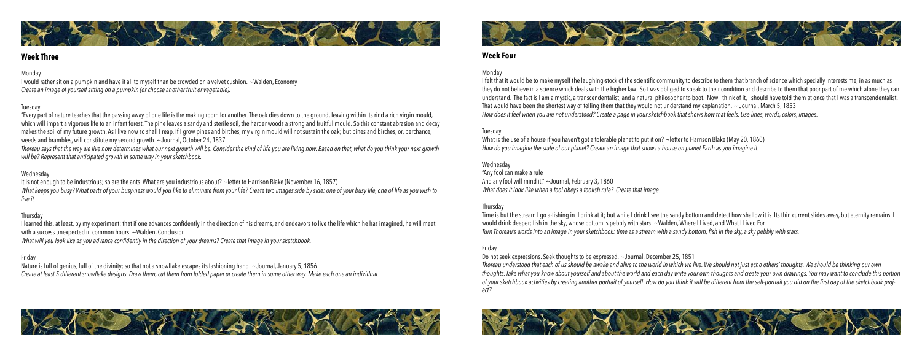## Week Three

### Monday

I would rather sit on a pumpkin and have it all to myself than be crowded on a velvet cushion. ~Walden, Economy

*Create an image of yourself sitting on a pumpkin (or choose another fruit or vegetable).*

### Tuesday

"Every part of nature teaches that the passing away of one life is the making room for another. The oak dies down to the ground, leaving within its rind a rich virgin mould, which will impart a vigorous life to an infant forest. The pine leaves a sandy and sterile soil, the harder woods a strong and fruitful mould. So this constant abrasion and decay makes the soil of my future growth. As I live now so shall I reap. If I grow pines and birches, my virgin mould will not sustain the oak; but pines and birches, or, perchance, weeds and brambles, will constitute my second growth. ~Journal, October 24, 1837

*Thoreau says that the way we live now determines what our next growth will be. Consider the kind of life you are living now. Based on that, what do you think your next growth will be? Represent that anticipated growth in some way in your sketchbook.*

### Wednesday

It is not enough to be industrious; so are the ants. What are you industrious about? ~letter to Harrison Blake (November 16, 1857)

*What keeps you busy? What parts of your busy-ness would you like to eliminate from your life? Create two images side by side: one of your busy life, one of life as you wish to live it.*

### Thursday

I learned this, at least, by my experiment: that if one advances confidently in the direction of his dreams, and endeavors to live the life which he has imagined, he will meet with a success unexpected in common hours. ~Walden, Conclusion

*What will you look like as you advance confidently in the direction of your dreams? Create that image in your sketchbook.*

### Friday

Nature is full of genius, full of the divinity; so that not a snowflake escapes its fashioning hand. ~Journal, January 5, 1856

*Create at least 5 different snowflake designs. Draw them, cut them from folded paper or create them in some other way. Make each one an individual.*

## Week Four

### Monday

I felt that it would be to make myself the laughing-stock of the scientific community to describe to them that branch of science which specially interests me, in as much as they do not believe in a science which deals with the higher law. So I was obliged to speak to their condition and describe to them that poor part of me which alone they can understand. The fact is I am a mystic, a transcendentalist, and a natural philosopher to boot. Now I think of it, I should have told them at once that I was a transcendentalist. That would have been the shortest way of telling them that they would not understand my explanation. ~ Journal, March 5, 1853

*How does it feel when you are not understood? Create a page in your sketchbook that shows how that feels. Use lines, words, colors, images.*

### Tuesday

What is the use of a house if you haven't got a tolerable planet to put it on? ~letter to Harrison Blake (May 20, 1860)

*How do you imagine the state of our planet? Create an image that shows a house on planet Earth as you imagine it.*

### Wednesday

"Any fool can make a rule
And any fool will mind it." ~Journal, February 3, 1860

*What does it look like when a fool obeys a foolish rule? Create that image.*

### Thursday

Time is but the stream I go a-fishing in. I drink at it; but while I drink I see the sandy bottom and detect how shallow it is. Its thin current slides away, but eternity remains. I would drink deeper; fish in the sky, whose bottom is pebbly with stars. ~Walden, Where I Lived, and What I Lived For

*Turn Thoreau's words into an image in your sketchbook: time as a stream with a sandy bottom, fish in the sky, a sky pebbly with stars.*

### Friday

Do not seek expressions. Seek thoughts to be expressed. ~Journal, December 25, 1851

*Thoreau understood that each of us should be awake and alive to the world in which we live. We should not just echo others' thoughts. We should be thinking our own thoughts. Take what you know about yourself and about the world and each day write your own thoughts and create your own drawings. You may want to conclude this portion of your sketchbook activities by creating another portrait of yourself. How do you think it will be different from the self-portrait you did on the first day of the sketchbook project?*